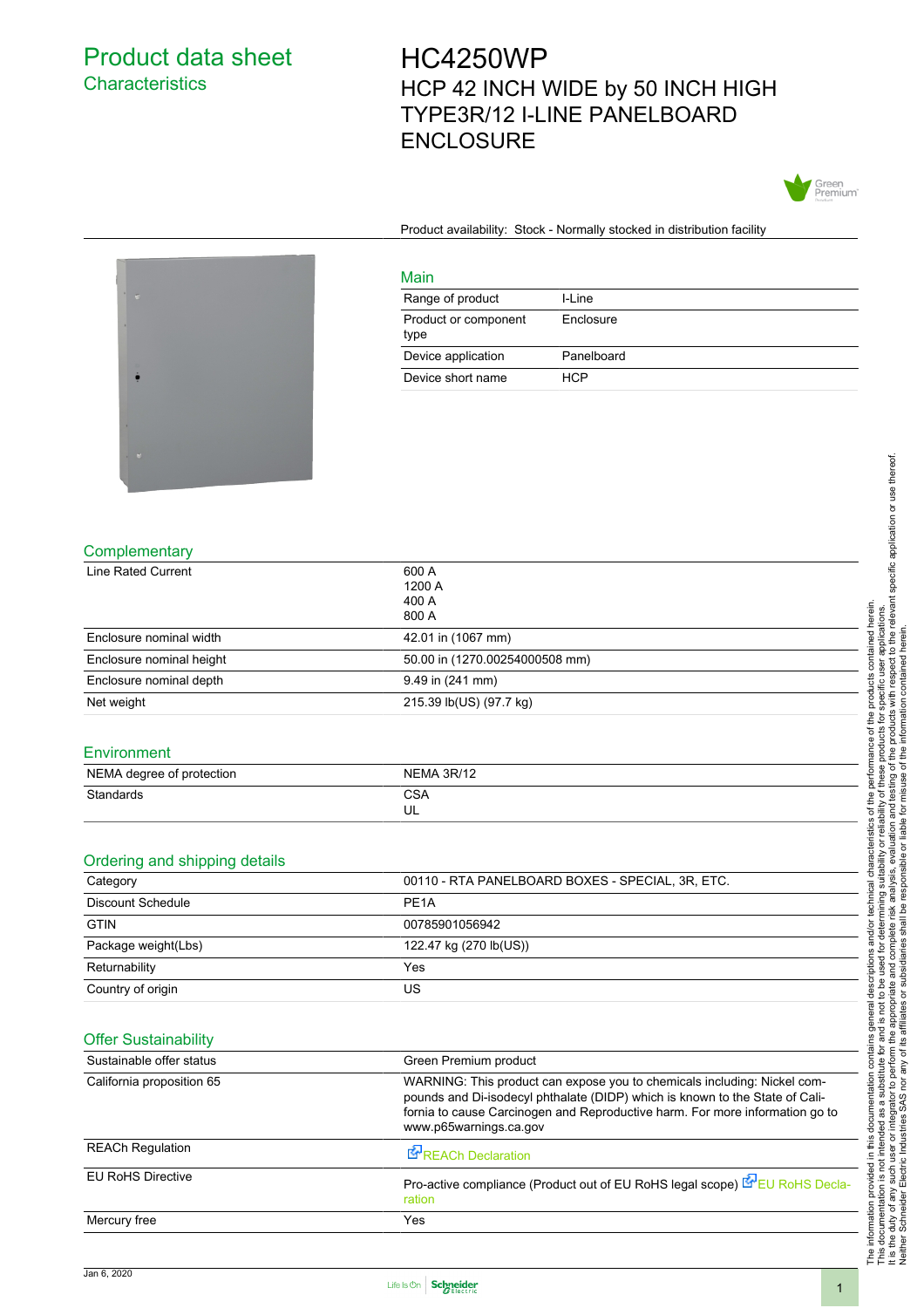# Product data sheet

## Characteristics

# HC4250WP

## HCP 42 INCH WIDE by 50 INCH HIGH TYPE3R/12 I-LINE PANELBOARD ENCLOSURE

Product availability: Stock - Normally stocked in distribution facility

### Main

| | |
|---|---|
| Range of product | I-Line |
| Product or component type | Enclosure |
| Device application | Panelboard |
| Device short name | HCP |

### Complementary

| | |
|---|---|
| Line Rated Current | 600 A<br>1200 A<br>400 A<br>800 A |
| Enclosure nominal width | 42.01 in (1067 mm) |
| Enclosure nominal height | 50.00 in (1270.00254000508 mm) |
| Enclosure nominal depth | 9.49 in (241 mm) |
| Net weight | 215.39 lb(US) (97.7 kg) |

### Environment

| | |
|---|---|
| NEMA degree of protection | NEMA 3R/12 |
| Standards | CSA<br>UL |

### Ordering and shipping details

| | |
|---|---|
| Category | 00110 - RTA PANELBOARD BOXES - SPECIAL, 3R, ETC. |
| Discount Schedule | PE1A |
| GTIN | 00785901056942 |
| Package weight(Lbs) | 122.47 kg (270 lb(US)) |
| Returnability | Yes |
| Country of origin | US |

### Offer Sustainability

| | |
|---|---|
| Sustainable offer status | Green Premium product |
| California proposition 65 | WARNING: This product can expose you to chemicals including: Nickel compounds and Di-isodecyl phthalate (DIDP) which is known to the State of California to cause Carcinogen and Reproductive harm. For more information go to www.p65warnings.ca.gov |
| REACh Regulation | REACh Declaration |
| EU RoHS Directive | Pro-active compliance (Product out of EU RoHS legal scope) EU RoHS Declaration |
| Mercury free | Yes |

The information provided in this documentation contains general descriptions and/or technical characteristics of the performance of the products contained herein. This documentation is not intended as a substitute for and is not to be used for determining suitability or reliability of these products for specific user applications. It is the duty of any such user or integrator to perform the appropriate and complete risk analysis, evaluation and testing of the products with respect to the relevant specific application or use thereof. Neither Schneider Electric Industries SAS nor any of its affiliates or subsidiaries shall be responsible or liable for misuse of the information contained herein.

Jan 6, 2020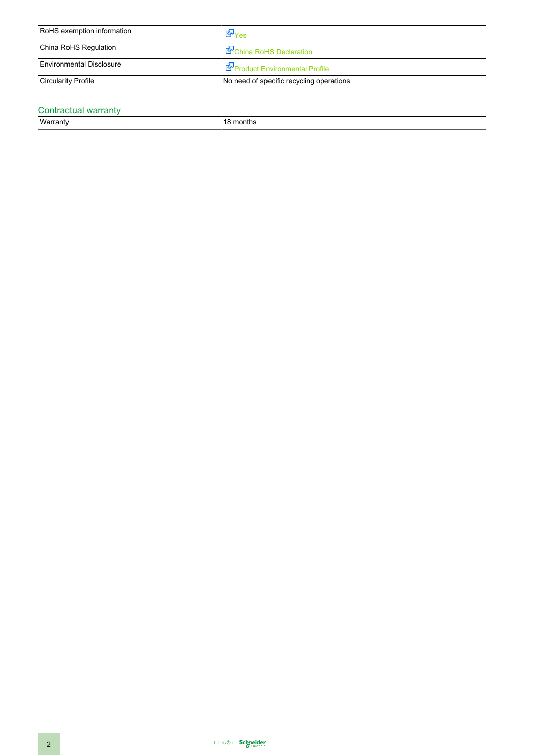| | |
|---|---|
| RoHS exemption information | Yes |
| China RoHS Regulation | China RoHS Declaration |
| Environmental Disclosure | Product Environmental Profile |
| Circularity Profile | No need of specific recycling operations |

## Contractual warranty

| | |
|---|---|
| Warranty | 18 months |